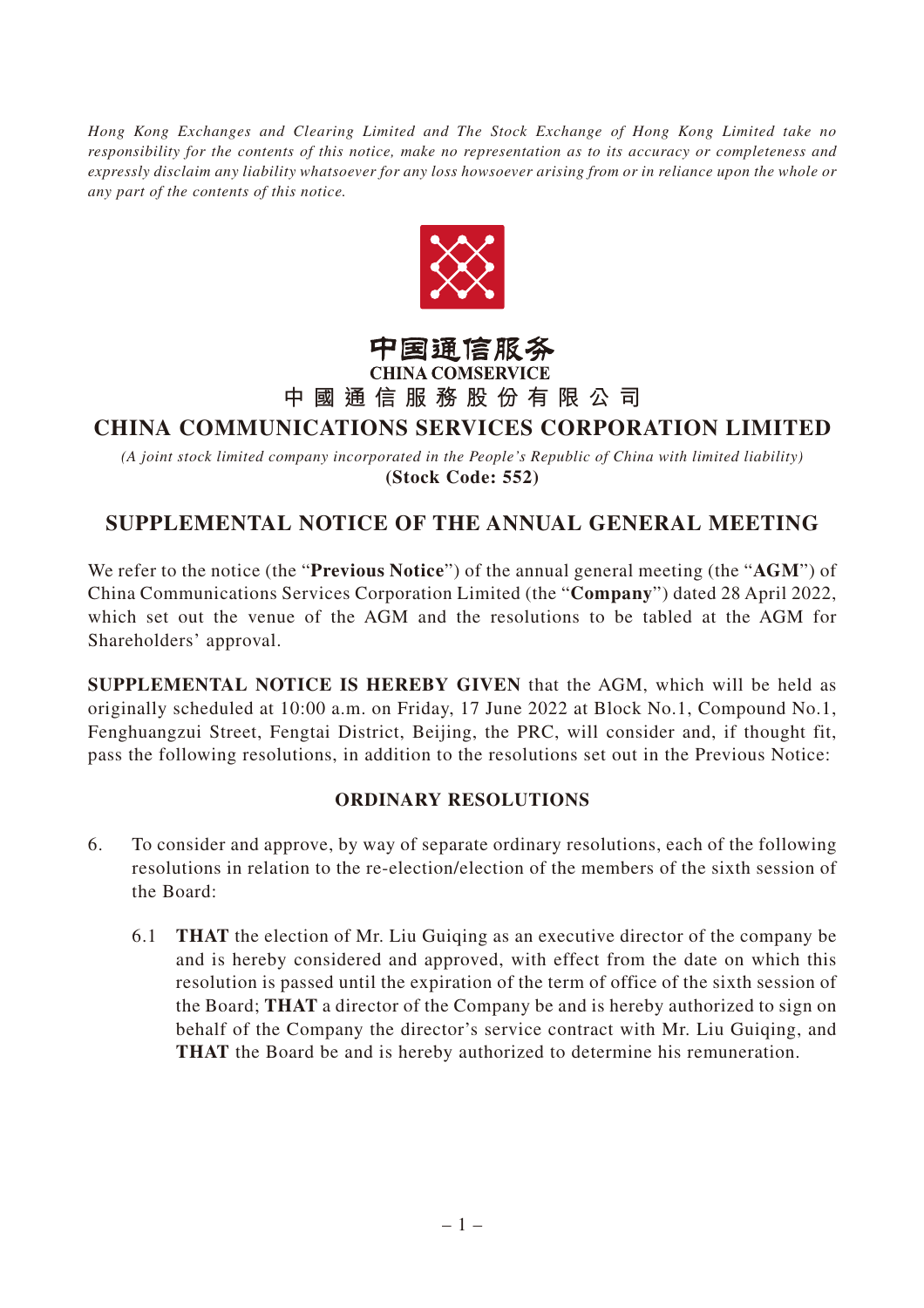*Hong Kong Exchanges and Clearing Limited and The Stock Exchange of Hong Kong Limited take no responsibility for the contents of this notice, make no representation as to its accuracy or completeness and expressly disclaim any liability whatsoever for any loss howsoever arising from or in reliance upon the whole or any part of the contents of this notice.*

中国通信服务
**CHINA COMSERVICE**

# 中國通信服務股份有限公司
# CHINA COMMUNICATIONS SERVICES CORPORATION LIMITED

*(A joint stock limited company incorporated in the People's Republic of China with limited liability)*
**(Stock Code: 552)**

## SUPPLEMENTAL NOTICE OF THE ANNUAL GENERAL MEETING

We refer to the notice (the "**Previous Notice**") of the annual general meeting (the "**AGM**") of China Communications Services Corporation Limited (the "**Company**") dated 28 April 2022, which set out the venue of the AGM and the resolutions to be tabled at the AGM for Shareholders' approval.

**SUPPLEMENTAL NOTICE IS HEREBY GIVEN** that the AGM, which will be held as originally scheduled at 10:00 a.m. on Friday, 17 June 2022 at Block No.1, Compound No.1, Fenghuangzui Street, Fengtai District, Beijing, the PRC, will consider and, if thought fit, pass the following resolutions, in addition to the resolutions set out in the Previous Notice:

### ORDINARY RESOLUTIONS

6. To consider and approve, by way of separate ordinary resolutions, each of the following resolutions in relation to the re-election/election of the members of the sixth session of the Board:

    6.1 **THAT** the election of Mr. Liu Guiqing as an executive director of the company be and is hereby considered and approved, with effect from the date on which this resolution is passed until the expiration of the term of office of the sixth session of the Board; **THAT** a director of the Company be and is hereby authorized to sign on behalf of the Company the director's service contract with Mr. Liu Guiqing, and **THAT** the Board be and is hereby authorized to determine his remuneration.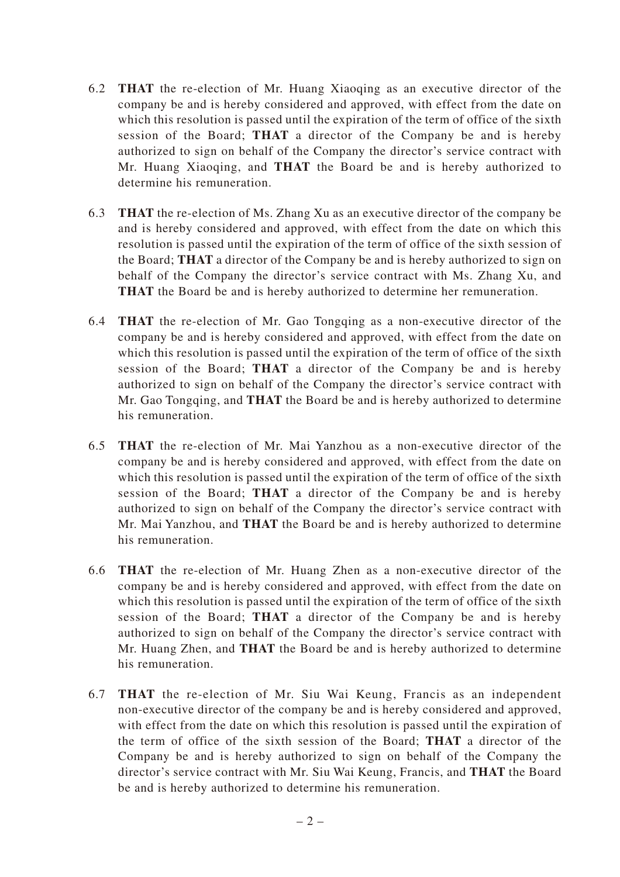6.2 **THAT** the re-election of Mr. Huang Xiaoqing as an executive director of the company be and is hereby considered and approved, with effect from the date on which this resolution is passed until the expiration of the term of office of the sixth session of the Board; **THAT** a director of the Company be and is hereby authorized to sign on behalf of the Company the director's service contract with Mr. Huang Xiaoqing, and **THAT** the Board be and is hereby authorized to determine his remuneration.

6.3 **THAT** the re-election of Ms. Zhang Xu as an executive director of the company be and is hereby considered and approved, with effect from the date on which this resolution is passed until the expiration of the term of office of the sixth session of the Board; **THAT** a director of the Company be and is hereby authorized to sign on behalf of the Company the director's service contract with Ms. Zhang Xu, and **THAT** the Board be and is hereby authorized to determine her remuneration.

6.4 **THAT** the re-election of Mr. Gao Tongqing as a non-executive director of the company be and is hereby considered and approved, with effect from the date on which this resolution is passed until the expiration of the term of office of the sixth session of the Board; **THAT** a director of the Company be and is hereby authorized to sign on behalf of the Company the director's service contract with Mr. Gao Tongqing, and **THAT** the Board be and is hereby authorized to determine his remuneration.

6.5 **THAT** the re-election of Mr. Mai Yanzhou as a non-executive director of the company be and is hereby considered and approved, with effect from the date on which this resolution is passed until the expiration of the term of office of the sixth session of the Board; **THAT** a director of the Company be and is hereby authorized to sign on behalf of the Company the director's service contract with Mr. Mai Yanzhou, and **THAT** the Board be and is hereby authorized to determine his remuneration.

6.6 **THAT** the re-election of Mr. Huang Zhen as a non-executive director of the company be and is hereby considered and approved, with effect from the date on which this resolution is passed until the expiration of the term of office of the sixth session of the Board; **THAT** a director of the Company be and is hereby authorized to sign on behalf of the Company the director's service contract with Mr. Huang Zhen, and **THAT** the Board be and is hereby authorized to determine his remuneration.

6.7 **THAT** the re-election of Mr. Siu Wai Keung, Francis as an independent non-executive director of the company be and is hereby considered and approved, with effect from the date on which this resolution is passed until the expiration of the term of office of the sixth session of the Board; **THAT** a director of the Company be and is hereby authorized to sign on behalf of the Company the director's service contract with Mr. Siu Wai Keung, Francis, and **THAT** the Board be and is hereby authorized to determine his remuneration.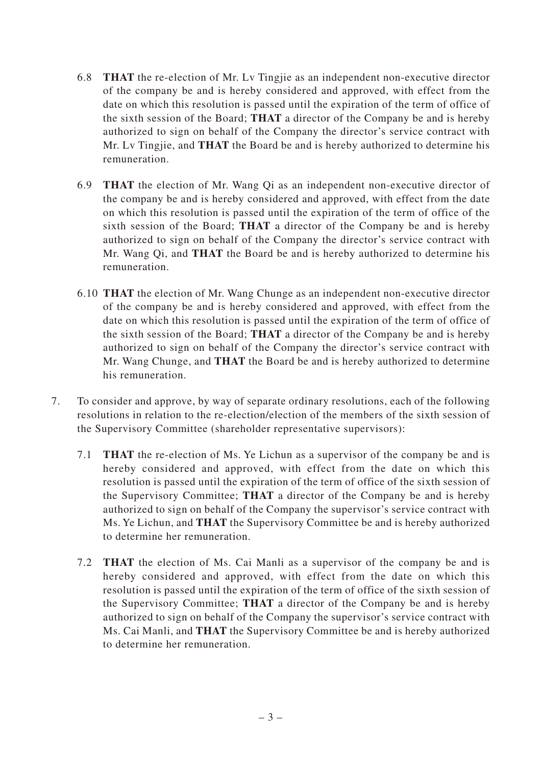6.8 **THAT** the re-election of Mr. Lv Tingjie as an independent non-executive director of the company be and is hereby considered and approved, with effect from the date on which this resolution is passed until the expiration of the term of office of the sixth session of the Board; **THAT** a director of the Company be and is hereby authorized to sign on behalf of the Company the director's service contract with Mr. Lv Tingjie, and **THAT** the Board be and is hereby authorized to determine his remuneration.

6.9 **THAT** the election of Mr. Wang Qi as an independent non-executive director of the company be and is hereby considered and approved, with effect from the date on which this resolution is passed until the expiration of the term of office of the sixth session of the Board; **THAT** a director of the Company be and is hereby authorized to sign on behalf of the Company the director's service contract with Mr. Wang Qi, and **THAT** the Board be and is hereby authorized to determine his remuneration.

6.10 **THAT** the election of Mr. Wang Chunge as an independent non-executive director of the company be and is hereby considered and approved, with effect from the date on which this resolution is passed until the expiration of the term of office of the sixth session of the Board; **THAT** a director of the Company be and is hereby authorized to sign on behalf of the Company the director's service contract with Mr. Wang Chunge, and **THAT** the Board be and is hereby authorized to determine his remuneration.

7. To consider and approve, by way of separate ordinary resolutions, each of the following resolutions in relation to the re-election/election of the members of the sixth session of the Supervisory Committee (shareholder representative supervisors):

7.1 **THAT** the re-election of Ms. Ye Lichun as a supervisor of the company be and is hereby considered and approved, with effect from the date on which this resolution is passed until the expiration of the term of office of the sixth session of the Supervisory Committee; **THAT** a director of the Company be and is hereby authorized to sign on behalf of the Company the supervisor's service contract with Ms. Ye Lichun, and **THAT** the Supervisory Committee be and is hereby authorized to determine her remuneration.

7.2 **THAT** the election of Ms. Cai Manli as a supervisor of the company be and is hereby considered and approved, with effect from the date on which this resolution is passed until the expiration of the term of office of the sixth session of the Supervisory Committee; **THAT** a director of the Company be and is hereby authorized to sign on behalf of the Company the supervisor's service contract with Ms. Cai Manli, and **THAT** the Supervisory Committee be and is hereby authorized to determine her remuneration.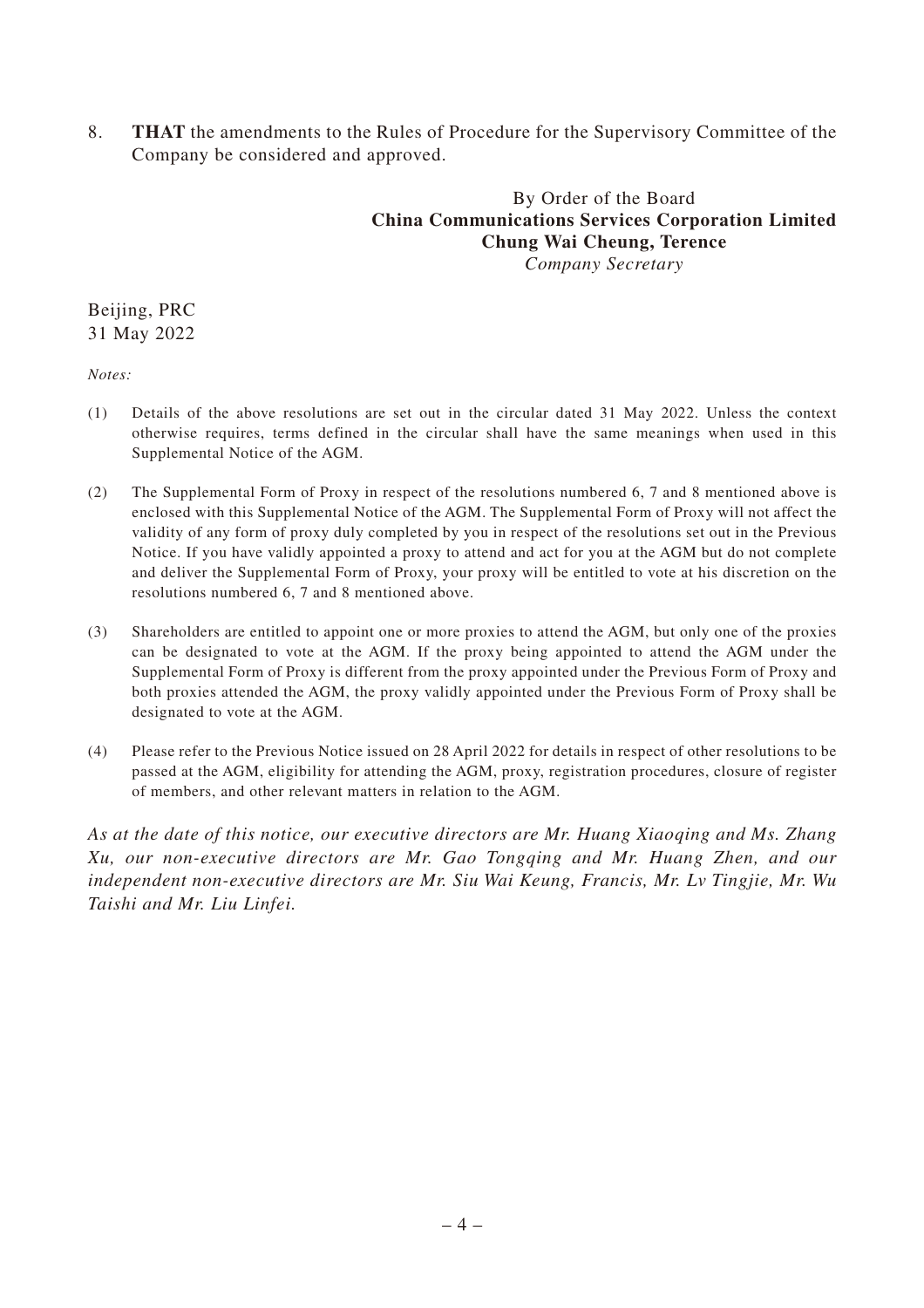8. **THAT** the amendments to the Rules of Procedure for the Supervisory Committee of the Company be considered and approved.

By Order of the Board
**China Communications Services Corporation Limited**
**Chung Wai Cheung, Terence**
*Company Secretary*

Beijing, PRC
31 May 2022

*Notes:*

(1) Details of the above resolutions are set out in the circular dated 31 May 2022. Unless the context otherwise requires, terms defined in the circular shall have the same meanings when used in this Supplemental Notice of the AGM.

(2) The Supplemental Form of Proxy in respect of the resolutions numbered 6, 7 and 8 mentioned above is enclosed with this Supplemental Notice of the AGM. The Supplemental Form of Proxy will not affect the validity of any form of proxy duly completed by you in respect of the resolutions set out in the Previous Notice. If you have validly appointed a proxy to attend and act for you at the AGM but do not complete and deliver the Supplemental Form of Proxy, your proxy will be entitled to vote at his discretion on the resolutions numbered 6, 7 and 8 mentioned above.

(3) Shareholders are entitled to appoint one or more proxies to attend the AGM, but only one of the proxies can be designated to vote at the AGM. If the proxy being appointed to attend the AGM under the Supplemental Form of Proxy is different from the proxy appointed under the Previous Form of Proxy and both proxies attended the AGM, the proxy validly appointed under the Previous Form of Proxy shall be designated to vote at the AGM.

(4) Please refer to the Previous Notice issued on 28 April 2022 for details in respect of other resolutions to be passed at the AGM, eligibility for attending the AGM, proxy, registration procedures, closure of register of members, and other relevant matters in relation to the AGM.

*As at the date of this notice, our executive directors are Mr. Huang Xiaoqing and Ms. Zhang Xu, our non-executive directors are Mr. Gao Tongqing and Mr. Huang Zhen, and our independent non-executive directors are Mr. Siu Wai Keung, Francis, Mr. Lv Tingjie, Mr. Wu Taishi and Mr. Liu Linfei.*